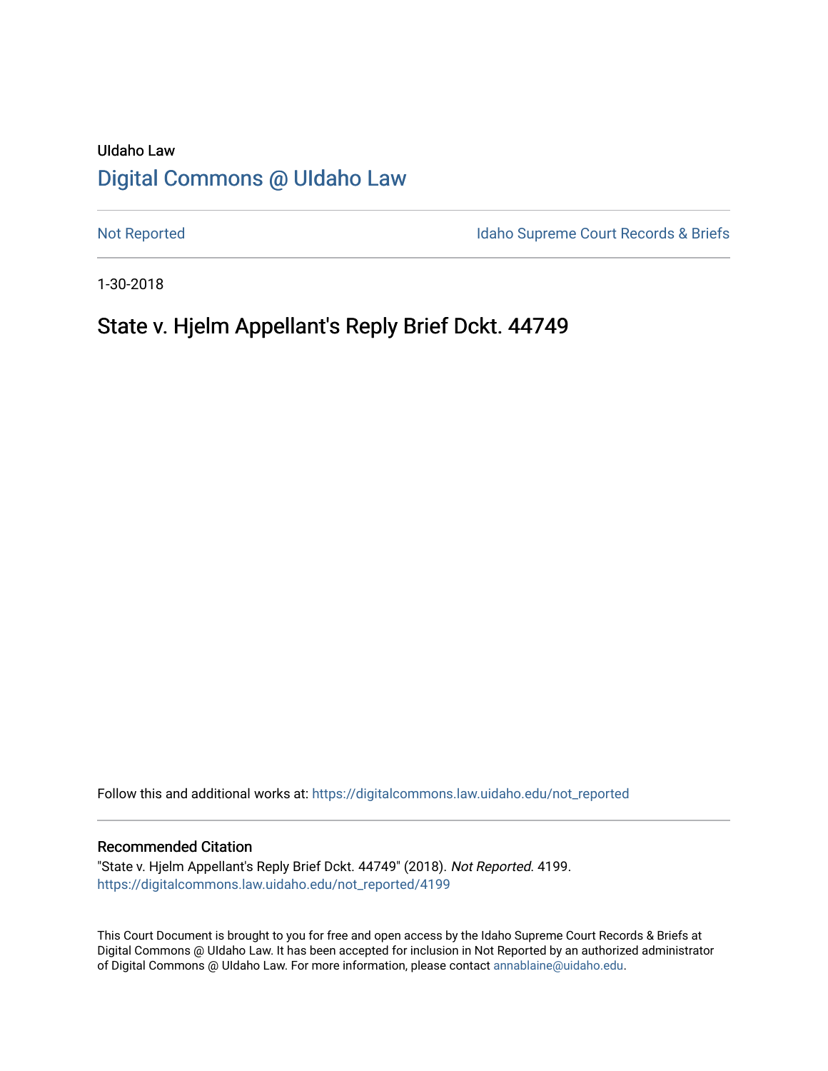UIdaho Law

# Digital Commons @ UIdaho Law

Not Reported | Idaho Supreme Court Records & Briefs

1-30-2018

## State v. Hjelm Appellant's Reply Brief Dckt. 44749

Follow this and additional works at: https://digitalcommons.law.uidaho.edu/not_reported

### Recommended Citation

"State v. Hjelm Appellant's Reply Brief Dckt. 44749" (2018). *Not Reported*. 4199.
https://digitalcommons.law.uidaho.edu/not_reported/4199

This Court Document is brought to you for free and open access by the Idaho Supreme Court Records & Briefs at Digital Commons @ UIdaho Law. It has been accepted for inclusion in Not Reported by an authorized administrator of Digital Commons @ UIdaho Law. For more information, please contact annablaine@uidaho.edu.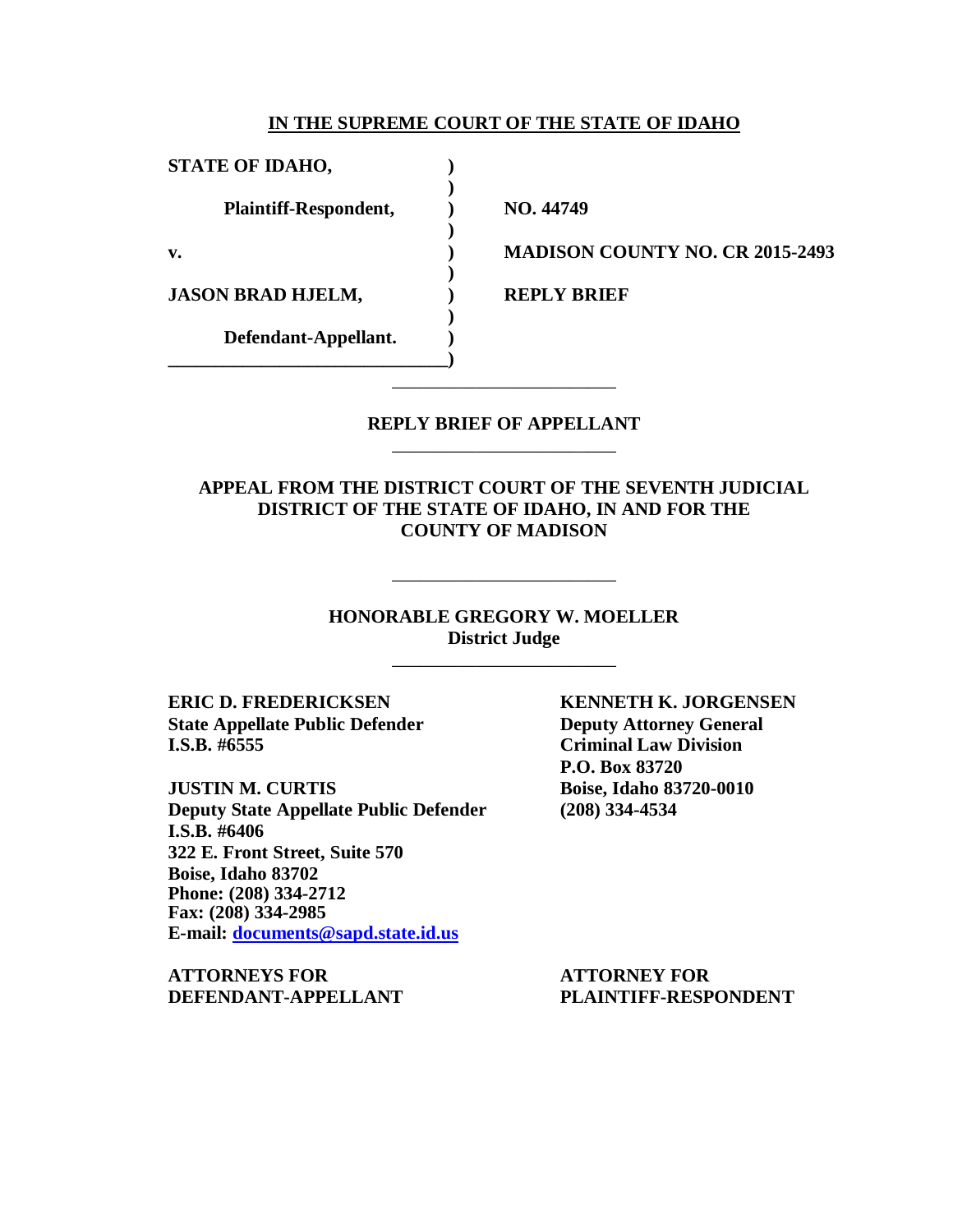**IN THE SUPREME COURT OF THE STATE OF IDAHO**

| | | |
|---|---|---|
| **STATE OF IDAHO,** | **)** | |
| | **)** | |
| **Plaintiff-Respondent,** | **)** | **NO. 44749** |
| | **)** | |
| **v.** | **)** | **MADISON COUNTY NO. CR 2015-2493** |
| | **)** | |
| **JASON BRAD HJELM,** | **)** | **REPLY BRIEF** |
| | **)** | |
| **Defendant-Appellant.** | **)** | |

---

**REPLY BRIEF OF APPELLANT**

---

**APPEAL FROM THE DISTRICT COURT OF THE SEVENTH JUDICIAL DISTRICT OF THE STATE OF IDAHO, IN AND FOR THE COUNTY OF MADISON**

---

**HONORABLE GREGORY W. MOELLER**
**District Judge**

---

**ERIC D. FREDERICKSEN**
**State Appellate Public Defender**
**I.S.B. #6555**

**JUSTIN M. CURTIS**
**Deputy State Appellate Public Defender**
**I.S.B. #6406**
**322 E. Front Street, Suite 570**
**Boise, Idaho 83702**
**Phone: (208) 334-2712**
**Fax: (208) 334-2985**
**E-mail: documents@sapd.state.id.us**

**ATTORNEYS FOR DEFENDANT-APPELLANT**

**KENNETH K. JORGENSEN**
**Deputy Attorney General**
**Criminal Law Division**
**P.O. Box 83720**
**Boise, Idaho 83720-0010**
**(208) 334-4534**

**ATTORNEY FOR PLAINTIFF-RESPONDENT**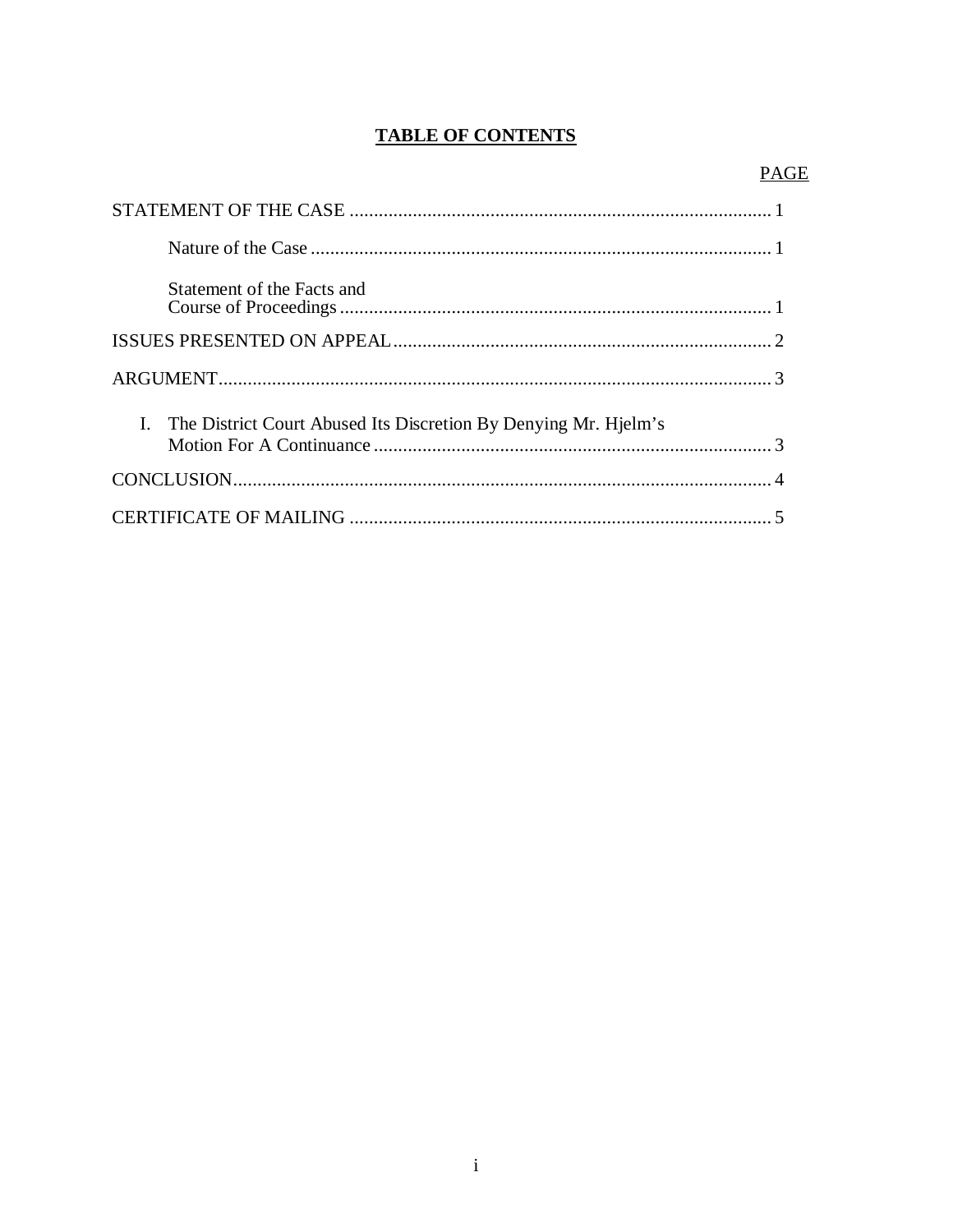**TABLE OF CONTENTS**

| | PAGE |
|---|---|
| STATEMENT OF THE CASE | 1 |
| Nature of the Case | 1 |
| Statement of the Facts and Course of Proceedings | 1 |
| ISSUES PRESENTED ON APPEAL | 2 |
| ARGUMENT | 3 |
| I. The District Court Abused Its Discretion By Denying Mr. Hjelm's Motion For A Continuance | 3 |
| CONCLUSION | 4 |
| CERTIFICATE OF MAILING | 5 |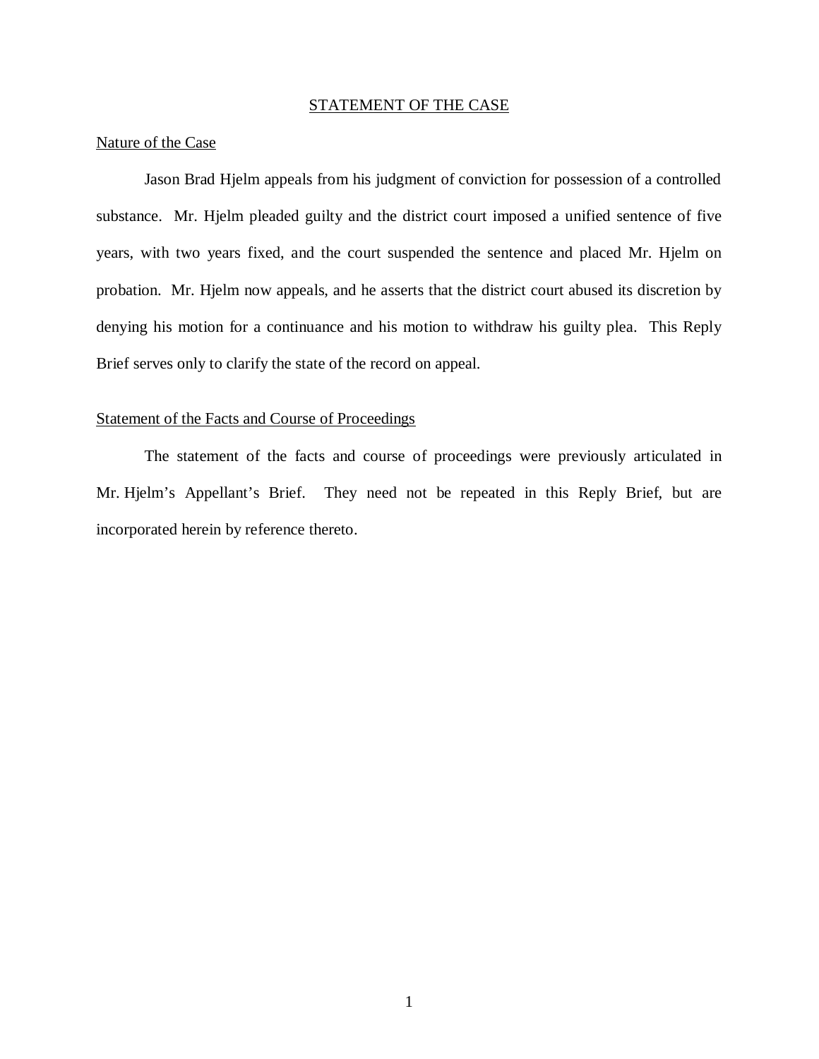## STATEMENT OF THE CASE

### Nature of the Case

Jason Brad Hjelm appeals from his judgment of conviction for possession of a controlled substance. Mr. Hjelm pleaded guilty and the district court imposed a unified sentence of five years, with two years fixed, and the court suspended the sentence and placed Mr. Hjelm on probation. Mr. Hjelm now appeals, and he asserts that the district court abused its discretion by denying his motion for a continuance and his motion to withdraw his guilty plea. This Reply Brief serves only to clarify the state of the record on appeal.

### Statement of the Facts and Course of Proceedings

The statement of the facts and course of proceedings were previously articulated in Mr. Hjelm's Appellant's Brief. They need not be repeated in this Reply Brief, but are incorporated herein by reference thereto.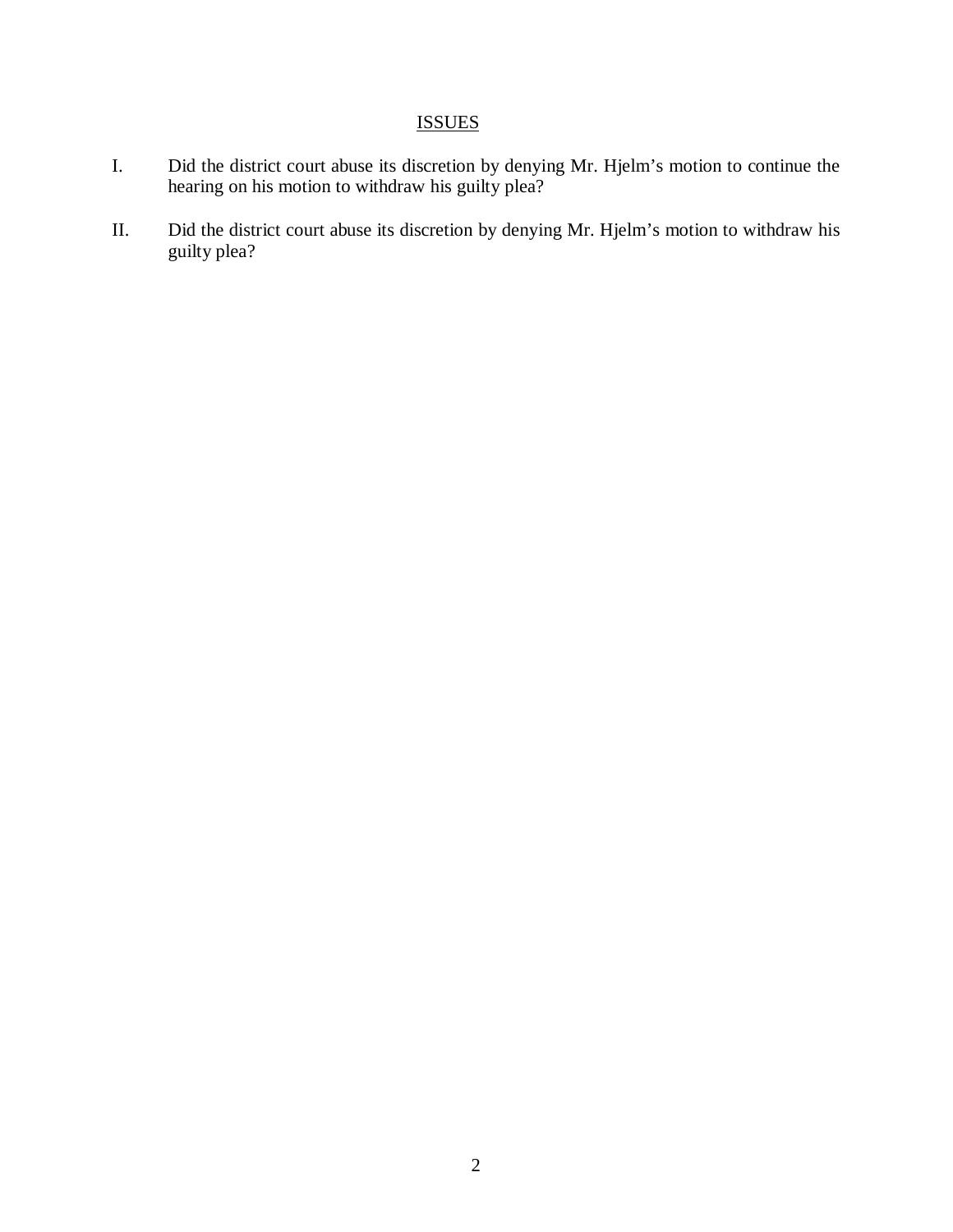## ISSUES

I. Did the district court abuse its discretion by denying Mr. Hjelm's motion to continue the hearing on his motion to withdraw his guilty plea?

II. Did the district court abuse its discretion by denying Mr. Hjelm's motion to withdraw his guilty plea?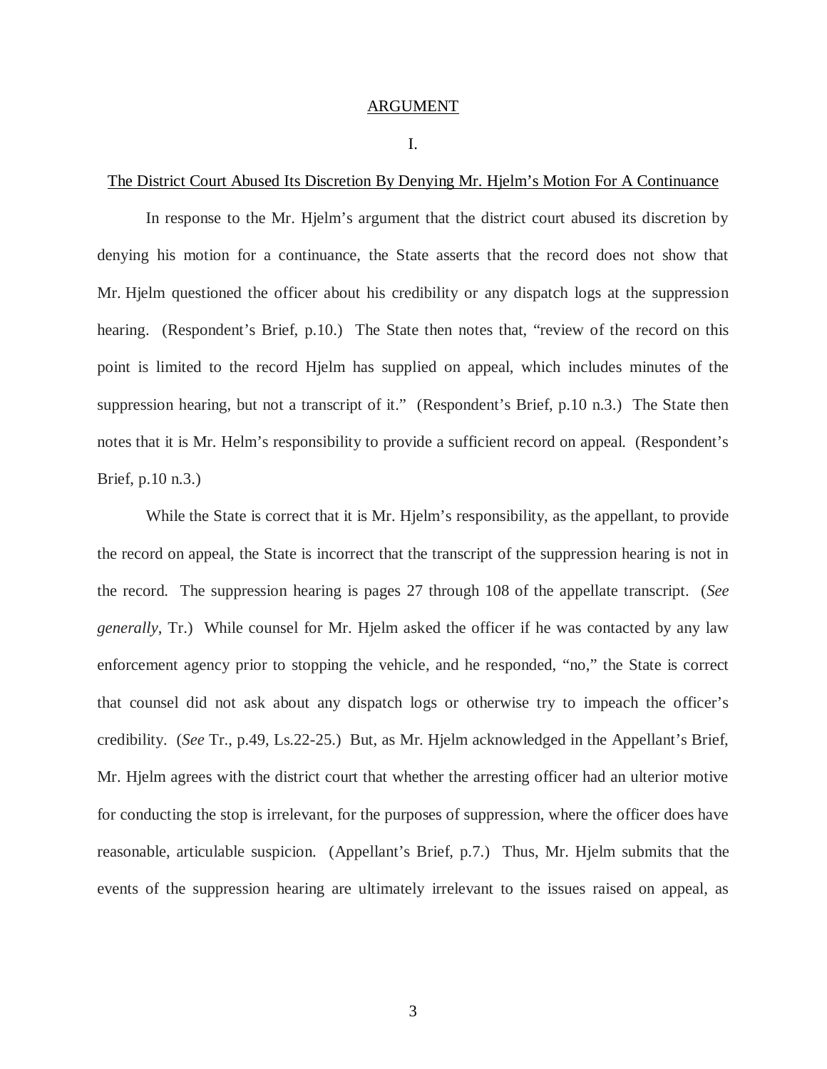## ARGUMENT

### I.

### The District Court Abused Its Discretion By Denying Mr. Hjelm's Motion For A Continuance

In response to the Mr. Hjelm's argument that the district court abused its discretion by denying his motion for a continuance, the State asserts that the record does not show that Mr. Hjelm questioned the officer about his credibility or any dispatch logs at the suppression hearing. (Respondent's Brief, p.10.) The State then notes that, "review of the record on this point is limited to the record Hjelm has supplied on appeal, which includes minutes of the suppression hearing, but not a transcript of it." (Respondent's Brief, p.10 n.3.) The State then notes that it is Mr. Helm's responsibility to provide a sufficient record on appeal. (Respondent's Brief, p.10 n.3.)

While the State is correct that it is Mr. Hjelm's responsibility, as the appellant, to provide the record on appeal, the State is incorrect that the transcript of the suppression hearing is not in the record. The suppression hearing is pages 27 through 108 of the appellate transcript. (*See generally*, Tr.) While counsel for Mr. Hjelm asked the officer if he was contacted by any law enforcement agency prior to stopping the vehicle, and he responded, "no," the State is correct that counsel did not ask about any dispatch logs or otherwise try to impeach the officer's credibility. (*See* Tr., p.49, Ls.22-25.) But, as Mr. Hjelm acknowledged in the Appellant's Brief, Mr. Hjelm agrees with the district court that whether the arresting officer had an ulterior motive for conducting the stop is irrelevant, for the purposes of suppression, where the officer does have reasonable, articulable suspicion. (Appellant's Brief, p.7.) Thus, Mr. Hjelm submits that the events of the suppression hearing are ultimately irrelevant to the issues raised on appeal, as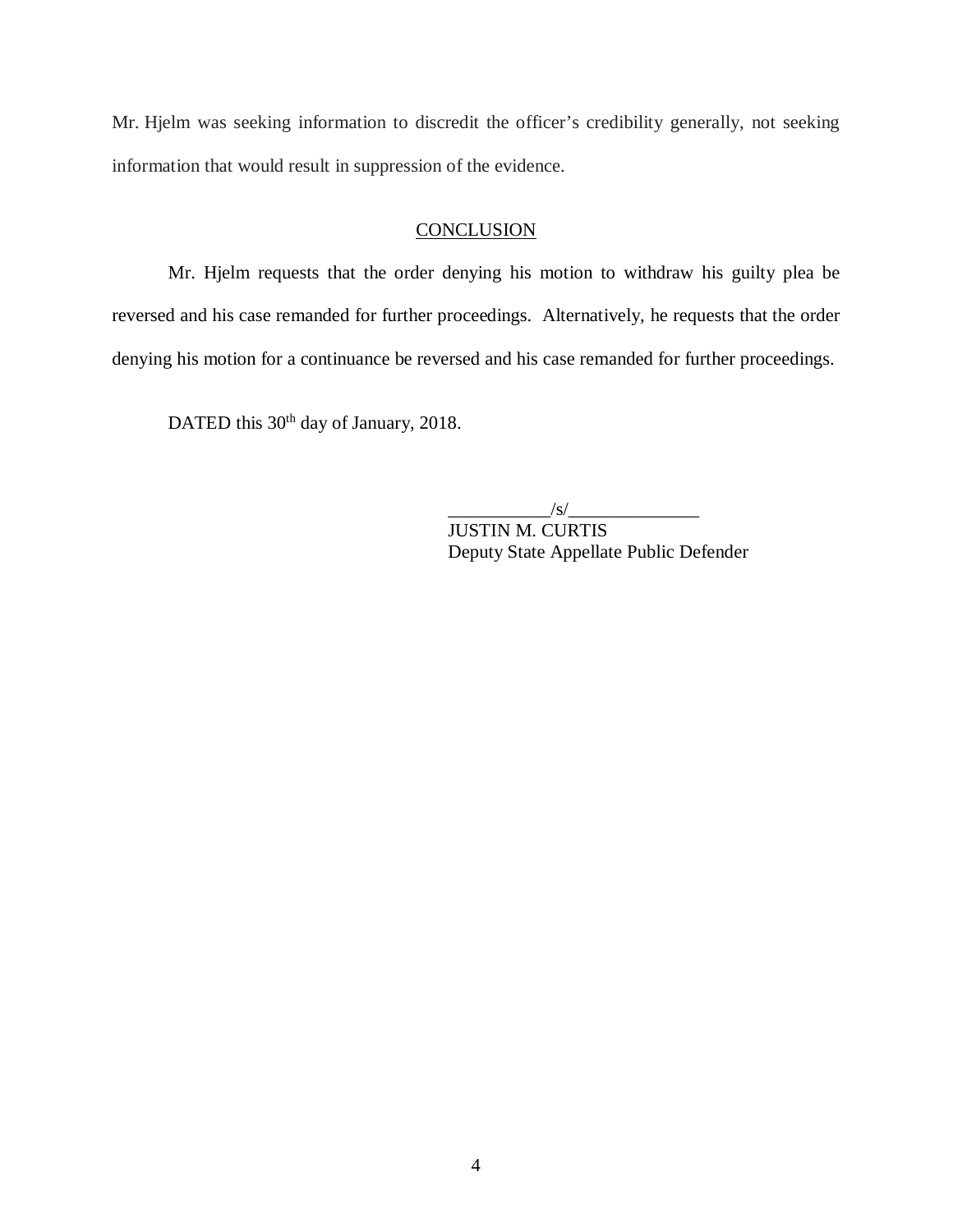Mr. Hjelm was seeking information to discredit the officer's credibility generally, not seeking information that would result in suppression of the evidence.

## CONCLUSION

Mr. Hjelm requests that the order denying his motion to withdraw his guilty plea be reversed and his case remanded for further proceedings. Alternatively, he requests that the order denying his motion for a continuance be reversed and his case remanded for further proceedings.

DATED this 30th day of January, 2018.

___________/s/_______________
JUSTIN M. CURTIS
Deputy State Appellate Public Defender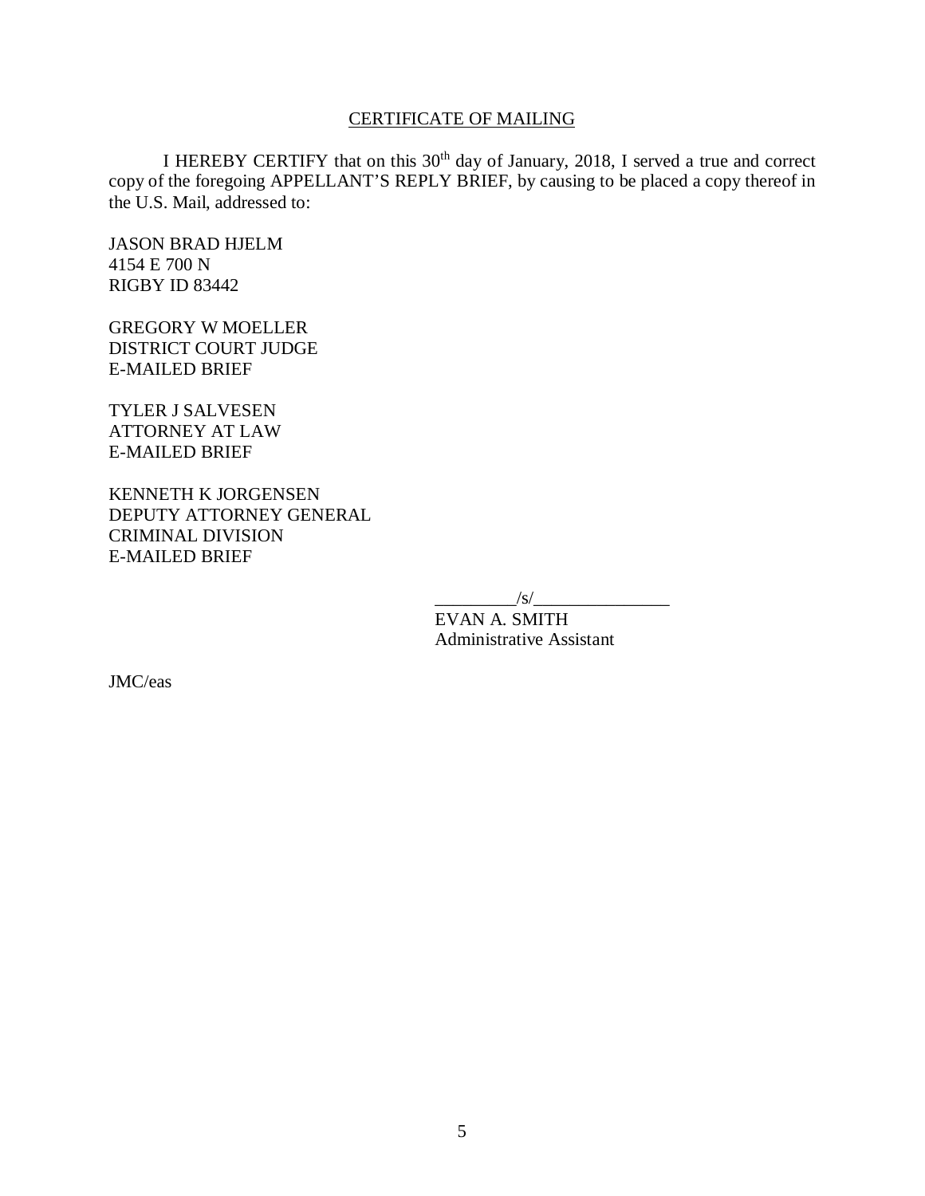## CERTIFICATE OF MAILING

I HEREBY CERTIFY that on this 30th day of January, 2018, I served a true and correct copy of the foregoing APPELLANT'S REPLY BRIEF, by causing to be placed a copy thereof in the U.S. Mail, addressed to:

JASON BRAD HJELM
4154 E 700 N
RIGBY ID 83442

GREGORY W MOELLER
DISTRICT COURT JUDGE
E-MAILED BRIEF

TYLER J SALVESEN
ATTORNEY AT LAW
E-MAILED BRIEF

KENNETH K JORGENSEN
DEPUTY ATTORNEY GENERAL
CRIMINAL DIVISION
E-MAILED BRIEF

_________/s/_______________
EVAN A. SMITH
Administrative Assistant

JMC/eas